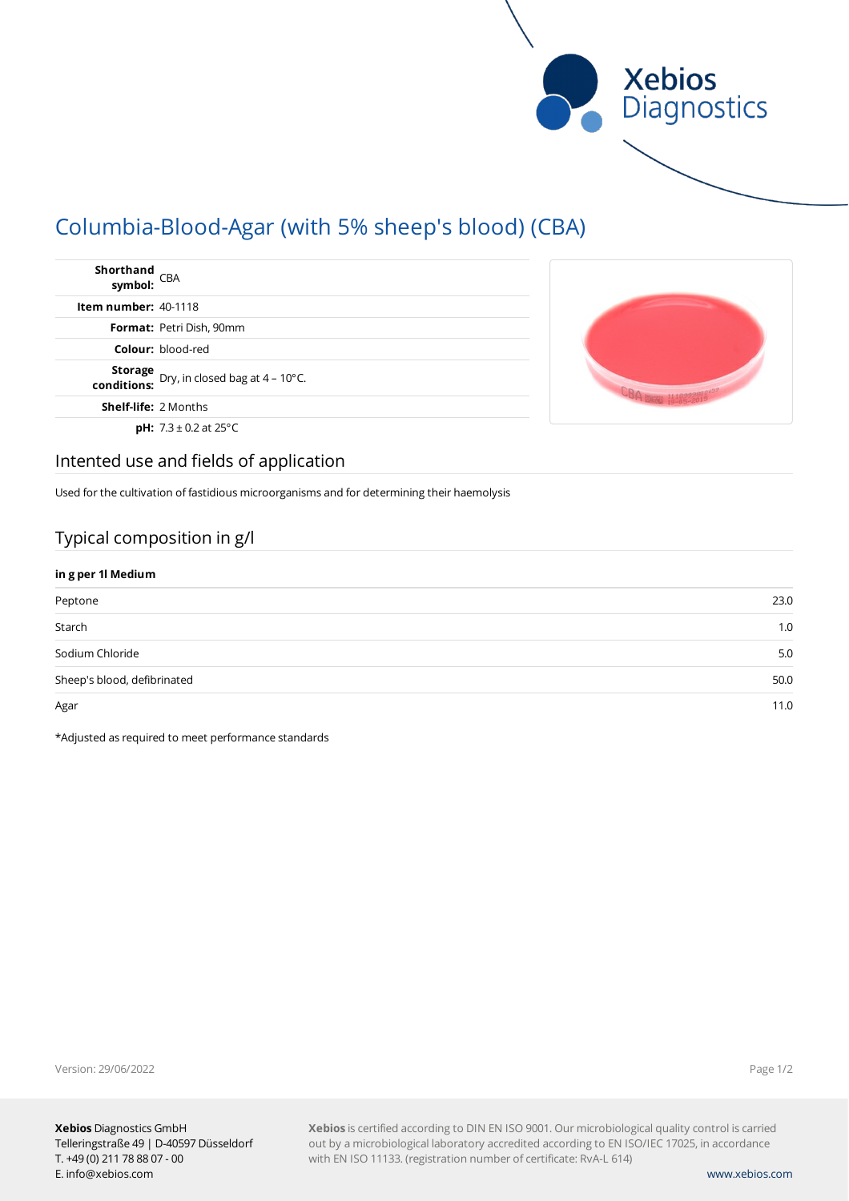# Columbia-Blood-Agar (with 5% sheep's blood) (CBA)

| | |
|---|---|
| **Shorthand symbol:** | CBA |
| **Item number:** | 40-1118 |
| **Format:** | Petri Dish, 90mm |
| **Colour:** | blood-red |
| **Storage conditions:** | Dry, in closed bag at 4 – 10°C. |
| **Shelf-life:** | 2 Months |
| **pH:** | 7.3 ± 0.2 at 25°C |

## Intented use and fields of application

Used for the cultivation of fastidious microorganisms and for determining their haemolysis

## Typical composition in g/l

| **in g per 1l Medium** | |
|---|---|
| Peptone | 23.0 |
| Starch | 1.0 |
| Sodium Chloride | 5.0 |
| Sheep's blood, defibrinated | 50.0 |
| Agar | 11.0 |

*Adjusted as required to meet performance standards

Version: 29/06/2022

**Xebios** Diagnostics GmbH
Telleringstraße 49 | D-40597 Düsseldorf
T. +49 (0) 211 78 88 07 - 00
E. info@xebios.com

**Xebios** is certified according to DIN EN ISO 9001. Our microbiological quality control is carried out by a microbiological laboratory accredited according to EN ISO/IEC 17025, in accordance with EN ISO 11133. (registration number of certificate: RvA-L 614)

www.xebios.com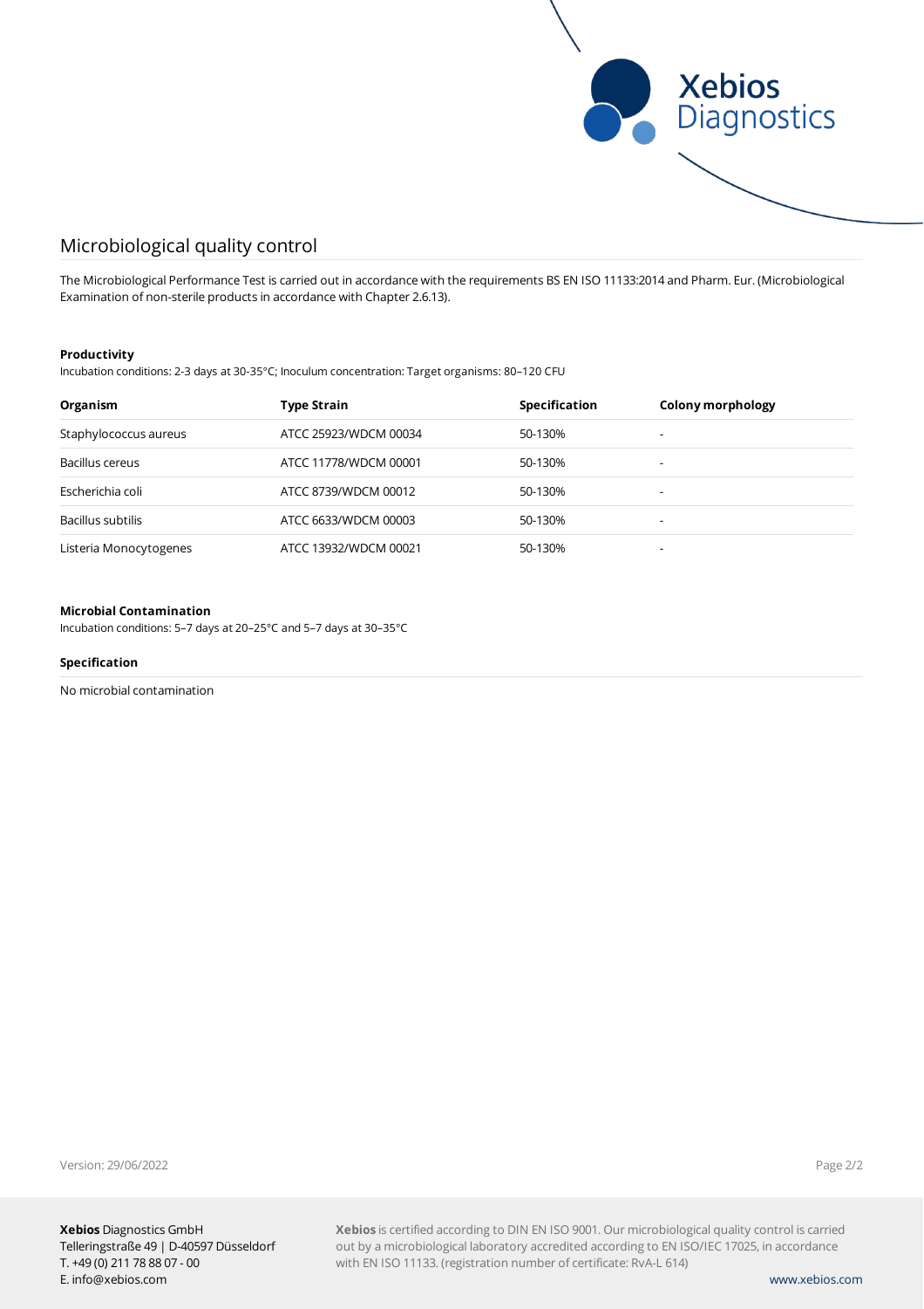## Microbiological quality control

The Microbiological Performance Test is carried out in accordance with the requirements BS EN ISO 11133:2014 and Pharm. Eur. (Microbiological Examination of non-sterile products in accordance with Chapter 2.6.13).

**Productivity**

Incubation conditions: 2-3 days at 30-35°C; Inoculum concentration: Target organisms: 80–120 CFU

| Organism | Type Strain | Specification | Colony morphology |
|---|---|---|---|
| Staphylococcus aureus | ATCC 25923/WDCM 00034 | 50-130% | - |
| Bacillus cereus | ATCC 11778/WDCM 00001 | 50-130% | - |
| Escherichia coli | ATCC 8739/WDCM 00012 | 50-130% | - |
| Bacillus subtilis | ATCC 6633/WDCM 00003 | 50-130% | - |
| Listeria Monocytogenes | ATCC 13932/WDCM 00021 | 50-130% | - |

**Microbial Contamination**

Incubation conditions: 5–7 days at 20–25°C and 5–7 days at 30–35°C

**Specification**

No microbial contamination

Version: 29/06/2022

**Xebios** Diagnostics GmbH
Telleringstraße 49 | D-40597 Düsseldorf
T. +49 (0) 211 78 88 07 - 00
E. info@xebios.com

**Xebios** is certified according to DIN EN ISO 9001. Our microbiological quality control is carried out by a microbiological laboratory accredited according to EN ISO/IEC 17025, in accordance with EN ISO 11133. (registration number of certificate: RvA-L 614)

www.xebios.com